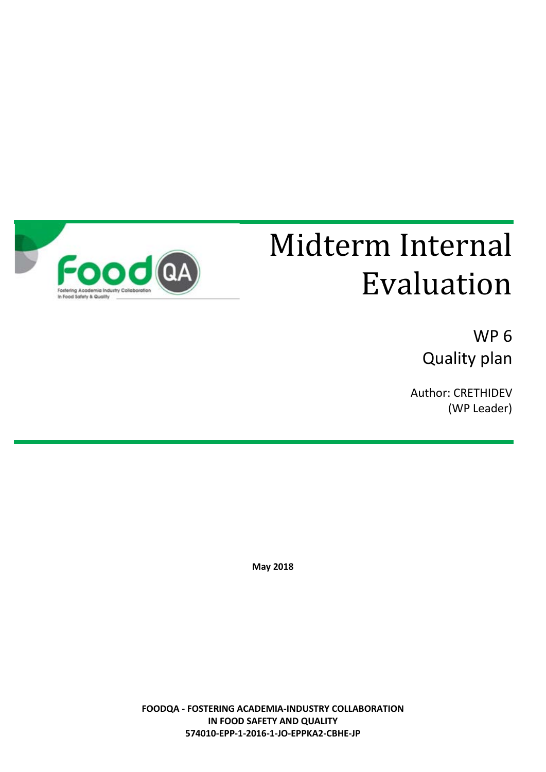# Midterm Internal Evaluation

WP 6

Quality plan

Author: CRETHIDEV (WP Leader)

**May 2018**

**FOODQA - FOSTERING ACADEMIA-INDUSTRY COLLABORATION IN FOOD SAFETY AND QUALITY**

**574010-EPP-1-2016-1-JO-EPPKA2-CBHE-JP**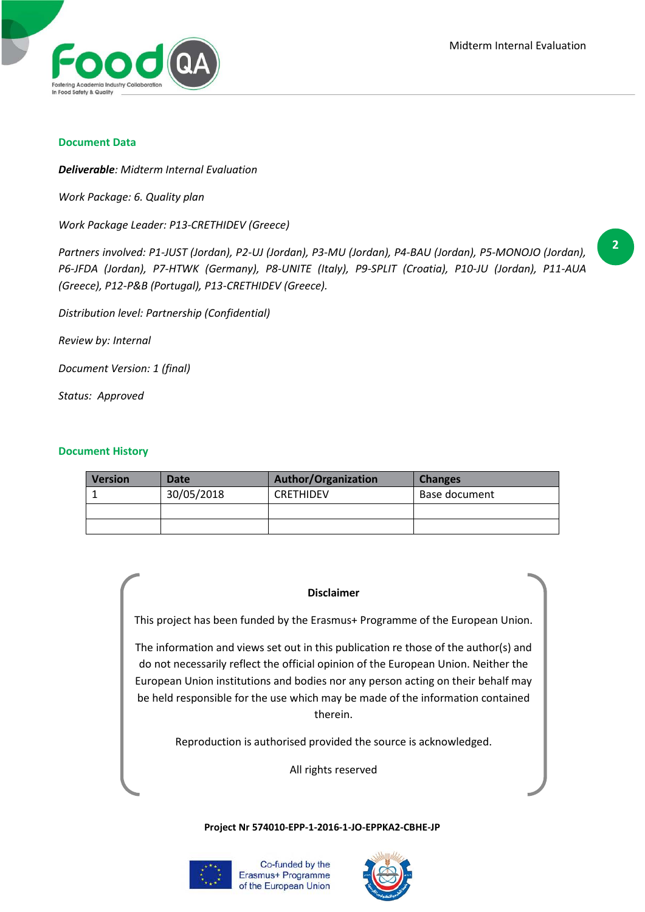## Document Data

***Deliverable**: Midterm Internal Evaluation*

*Work Package: 6. Quality plan*

*Work Package Leader: P13-CRETHIDEV (Greece)*

*Partners involved: P1-JUST (Jordan), P2-UJ (Jordan), P3-MU (Jordan), P4-BAU (Jordan), P5-MONOJO (Jordan), P6-JFDA (Jordan), P7-HTWK (Germany), P8-UNITE (Italy), P9-SPLIT (Croatia), P10-JU (Jordan), P11-AUA (Greece), P12-P&B (Portugal), P13-CRETHIDEV (Greece).*

*Distribution level: Partnership (Confidential)*

*Review by: Internal*

*Document Version: 1 (final)*

*Status: Approved*

## Document History

| Version | Date | Author/Organization | Changes |
|---|---|---|---|
| 1 | 30/05/2018 | CRETHIDEV | Base document |
| | | | |
| | | | |

**Disclaimer**

This project has been funded by the Erasmus+ Programme of the European Union.

The information and views set out in this publication re those of the author(s) and do not necessarily reflect the official opinion of the European Union. Neither the European Union institutions and bodies nor any person acting on their behalf may be held responsible for the use which may be made of the information contained therein.

Reproduction is authorised provided the source is acknowledged.

All rights reserved

**Project Nr 574010-EPP-1-2016-1-JO-EPPKA2-CBHE-JP**

Co-funded by the Erasmus+ Programme of the European Union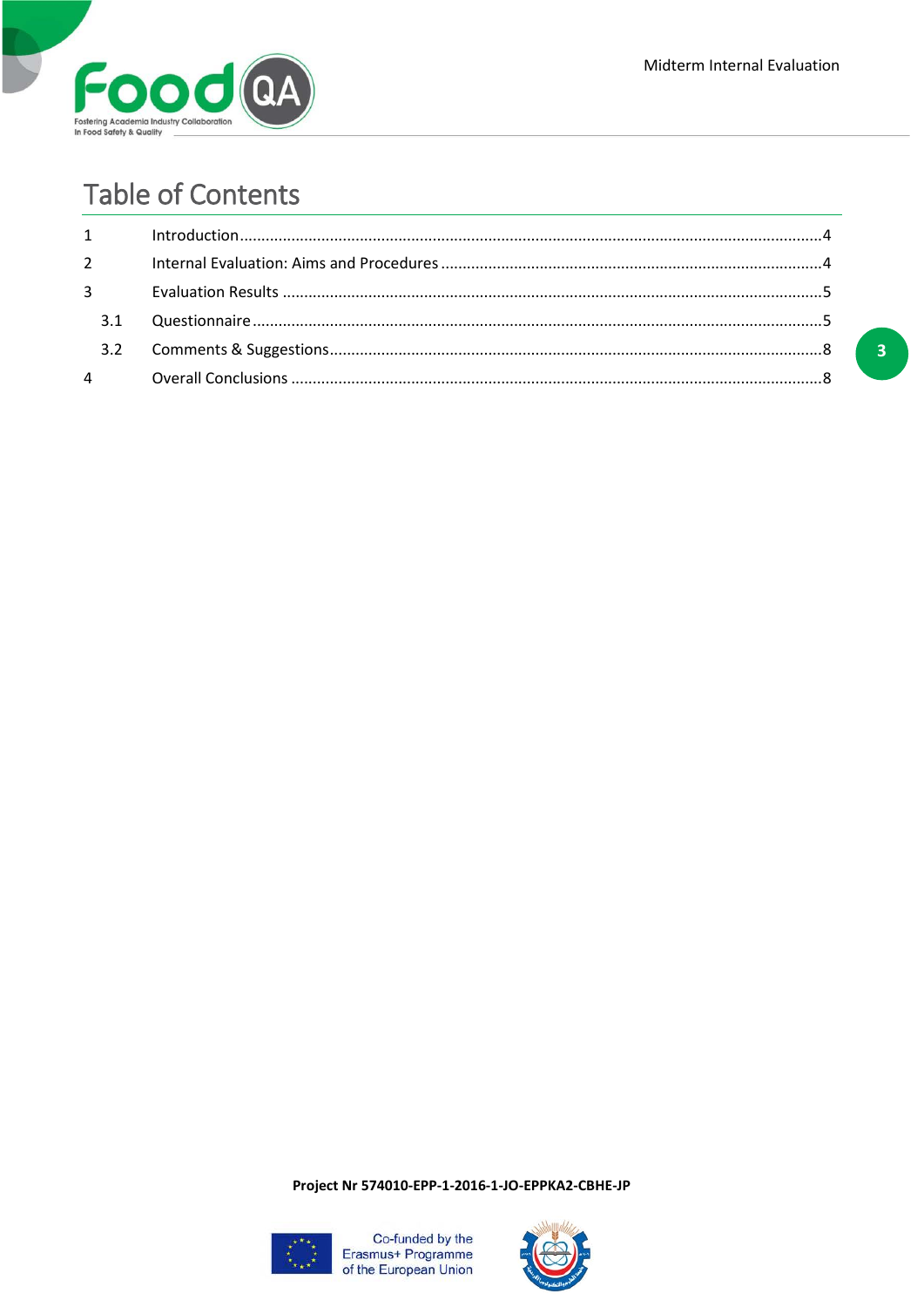# Table of Contents

| | | |
|---|---|---|
| 1 | Introduction | 4 |
| 2 | Internal Evaluation: Aims and Procedures | 4 |
| 3 | Evaluation Results | 5 |
| 3.1 | Questionnaire | 5 |
| 3.2 | Comments & Suggestions | 8 |
| 4 | Overall Conclusions | 8 |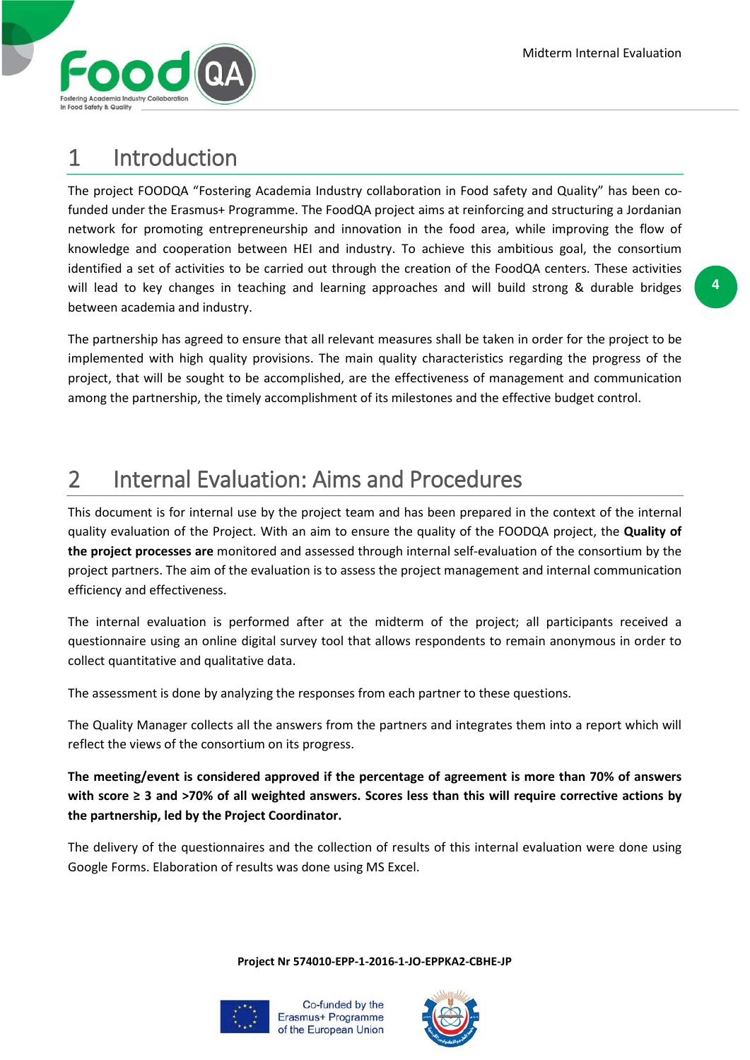# 1 Introduction

The project FOODQA "Fostering Academia Industry collaboration in Food safety and Quality" has been co-funded under the Erasmus+ Programme. The FoodQA project aims at reinforcing and structuring a Jordanian network for promoting entrepreneurship and innovation in the food area, while improving the flow of knowledge and cooperation between HEI and industry. To achieve this ambitious goal, the consortium identified a set of activities to be carried out through the creation of the FoodQA centers. These activities will lead to key changes in teaching and learning approaches and will build strong & durable bridges between academia and industry.

The partnership has agreed to ensure that all relevant measures shall be taken in order for the project to be implemented with high quality provisions. The main quality characteristics regarding the progress of the project, that will be sought to be accomplished, are the effectiveness of management and communication among the partnership, the timely accomplishment of its milestones and the effective budget control.

# 2 Internal Evaluation: Aims and Procedures

This document is for internal use by the project team and has been prepared in the context of the internal quality evaluation of the Project. With an aim to ensure the quality of the FOODQA project, the **Quality of the project processes are** monitored and assessed through internal self-evaluation of the consortium by the project partners. The aim of the evaluation is to assess the project management and internal communication efficiency and effectiveness.

The internal evaluation is performed after at the midterm of the project; all participants received a questionnaire using an online digital survey tool that allows respondents to remain anonymous in order to collect quantitative and qualitative data.

The assessment is done by analyzing the responses from each partner to these questions.

The Quality Manager collects all the answers from the partners and integrates them into a report which will reflect the views of the consortium on its progress.

**The meeting/event is considered approved if the percentage of agreement is more than 70% of answers with score ≥ 3 and >70% of all weighted answers. Scores less than this will require corrective actions by the partnership, led by the Project Coordinator.**

The delivery of the questionnaires and the collection of results of this internal evaluation were done using Google Forms. Elaboration of results was done using MS Excel.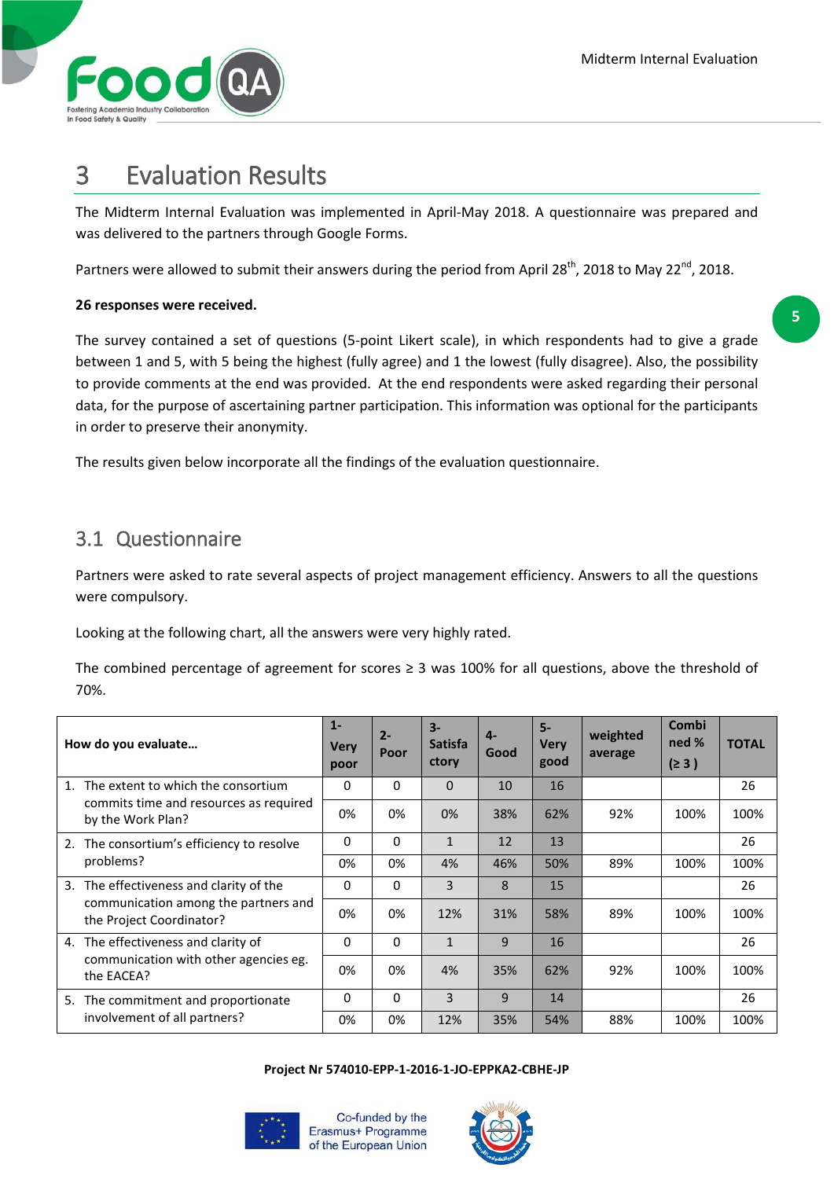# 3 Evaluation Results

The Midterm Internal Evaluation was implemented in April-May 2018. A questionnaire was prepared and was delivered to the partners through Google Forms.

Partners were allowed to submit their answers during the period from April 28th, 2018 to May 22nd, 2018.

**26 responses were received.**

The survey contained a set of questions (5-point Likert scale), in which respondents had to give a grade between 1 and 5, with 5 being the highest (fully agree) and 1 the lowest (fully disagree). Also, the possibility to provide comments at the end was provided. At the end respondents were asked regarding their personal data, for the purpose of ascertaining partner participation. This information was optional for the participants in order to preserve their anonymity.

The results given below incorporate all the findings of the evaluation questionnaire.

## 3.1 Questionnaire

Partners were asked to rate several aspects of project management efficiency. Answers to all the questions were compulsory.

Looking at the following chart, all the answers were very highly rated.

The combined percentage of agreement for scores ≥ 3 was 100% for all questions, above the threshold of 70%.

| How do you evaluate… | 1- Very poor | 2- Poor | 3- Satisfactory | 4- Good | 5- Very good | weighted average | Combined % (≥ 3 ) | TOTAL |
|---|---|---|---|---|---|---|---|---|
| 1. The extent to which the consortium commits time and resources as required by the Work Plan? | 0 | 0 | 0 | 10 | 16 | | | 26 |
| | 0% | 0% | 0% | 38% | 62% | 92% | 100% | 100% |
| 2. The consortium's efficiency to resolve problems? | 0 | 0 | 1 | 12 | 13 | | | 26 |
| | 0% | 0% | 4% | 46% | 50% | 89% | 100% | 100% |
| 3. The effectiveness and clarity of the communication among the partners and the Project Coordinator? | 0 | 0 | 3 | 8 | 15 | | | 26 |
| | 0% | 0% | 12% | 31% | 58% | 89% | 100% | 100% |
| 4. The effectiveness and clarity of communication with other agencies eg. the EACEA? | 0 | 0 | 1 | 9 | 16 | | | 26 |
| | 0% | 0% | 4% | 35% | 62% | 92% | 100% | 100% |
| 5. The commitment and proportionate involvement of all partners? | 0 | 0 | 3 | 9 | 14 | | | 26 |
| | 0% | 0% | 12% | 35% | 54% | 88% | 100% | 100% |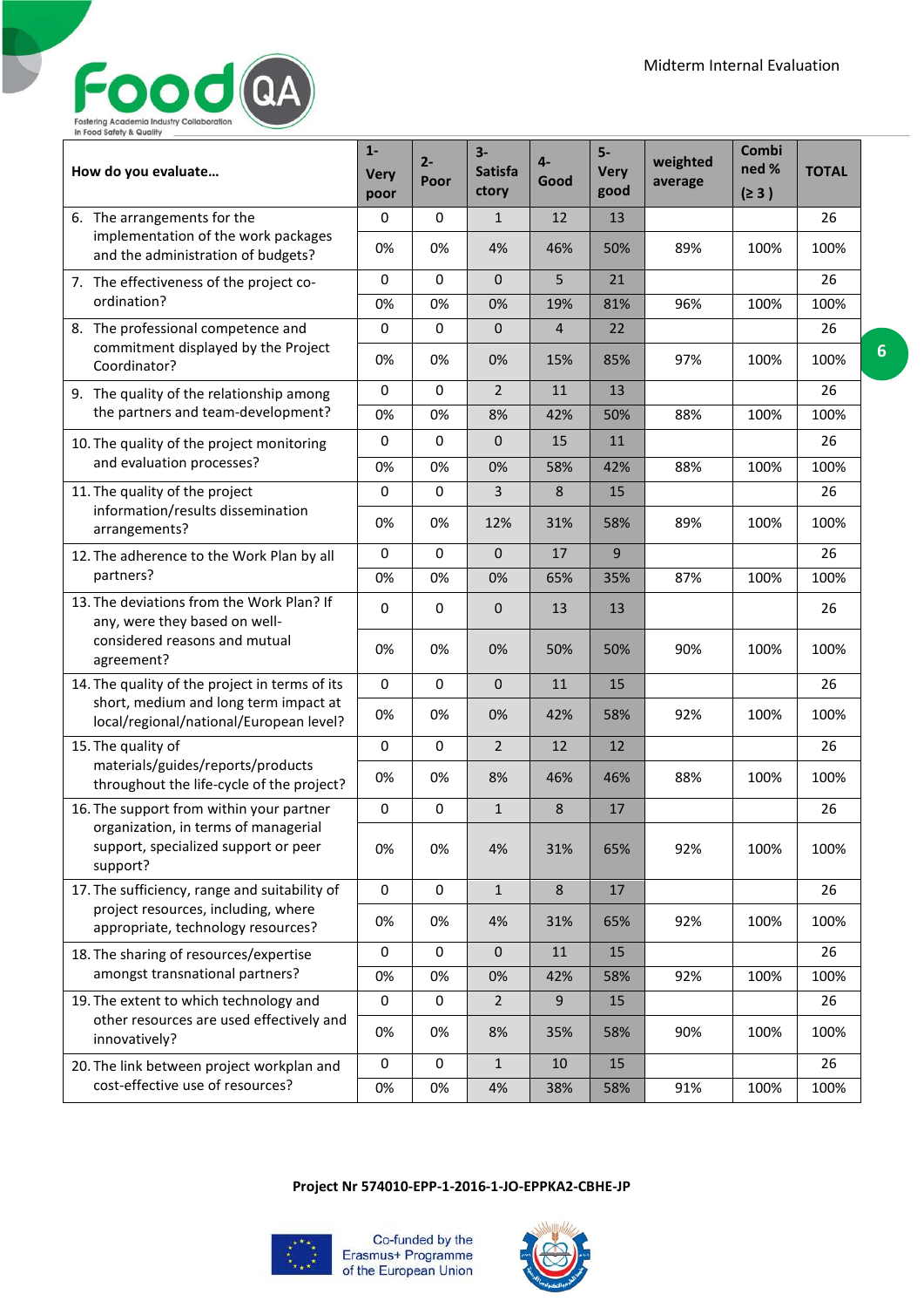| How do you evaluate… | 1- Very poor | 2- Poor | 3- Satisfactory | 4- Good | 5- Very good | weighted average | Combined % (≥ 3 ) | TOTAL |
|---|---|---|---|---|---|---|---|---|
| 6. The arrangements for the implementation of the work packages and the administration of budgets? | 0 | 0 | 1 | 12 | 13 | | | 26 |
| | 0% | 0% | 4% | 46% | 50% | 89% | 100% | 100% |
| 7. The effectiveness of the project co-ordination? | 0 | 0 | 0 | 5 | 21 | | | 26 |
| | 0% | 0% | 0% | 19% | 81% | 96% | 100% | 100% |
| 8. The professional competence and commitment displayed by the Project Coordinator? | 0 | 0 | 0 | 4 | 22 | | | 26 |
| | 0% | 0% | 0% | 15% | 85% | 97% | 100% | 100% |
| 9. The quality of the relationship among the partners and team-development? | 0 | 0 | 2 | 11 | 13 | | | 26 |
| | 0% | 0% | 8% | 42% | 50% | 88% | 100% | 100% |
| 10. The quality of the project monitoring and evaluation processes? | 0 | 0 | 0 | 15 | 11 | | | 26 |
| | 0% | 0% | 0% | 58% | 42% | 88% | 100% | 100% |
| 11. The quality of the project information/results dissemination arrangements? | 0 | 0 | 3 | 8 | 15 | | | 26 |
| | 0% | 0% | 12% | 31% | 58% | 89% | 100% | 100% |
| 12. The adherence to the Work Plan by all partners? | 0 | 0 | 0 | 17 | 9 | | | 26 |
| | 0% | 0% | 0% | 65% | 35% | 87% | 100% | 100% |
| 13. The deviations from the Work Plan? If any, were they based on well-considered reasons and mutual agreement? | 0 | 0 | 0 | 13 | 13 | | | 26 |
| | 0% | 0% | 0% | 50% | 50% | 90% | 100% | 100% |
| 14. The quality of the project in terms of its short, medium and long term impact at local/regional/national/European level? | 0 | 0 | 0 | 11 | 15 | | | 26 |
| | 0% | 0% | 0% | 42% | 58% | 92% | 100% | 100% |
| 15. The quality of materials/guides/reports/products throughout the life-cycle of the project? | 0 | 0 | 2 | 12 | 12 | | | 26 |
| | 0% | 0% | 8% | 46% | 46% | 88% | 100% | 100% |
| 16. The support from within your partner organization, in terms of managerial support, specialized support or peer support? | 0 | 0 | 1 | 8 | 17 | | | 26 |
| | 0% | 0% | 4% | 31% | 65% | 92% | 100% | 100% |
| 17. The sufficiency, range and suitability of project resources, including, where appropriate, technology resources? | 0 | 0 | 1 | 8 | 17 | | | 26 |
| | 0% | 0% | 4% | 31% | 65% | 92% | 100% | 100% |
| 18. The sharing of resources/expertise amongst transnational partners? | 0 | 0 | 0 | 11 | 15 | | | 26 |
| | 0% | 0% | 0% | 42% | 58% | 92% | 100% | 100% |
| 19. The extent to which technology and other resources are used effectively and innovatively? | 0 | 0 | 2 | 9 | 15 | | | 26 |
| | 0% | 0% | 8% | 35% | 58% | 90% | 100% | 100% |
| 20. The link between project workplan and cost-effective use of resources? | 0 | 0 | 1 | 10 | 15 | | | 26 |
| | 0% | 0% | 4% | 38% | 58% | 91% | 100% | 100% |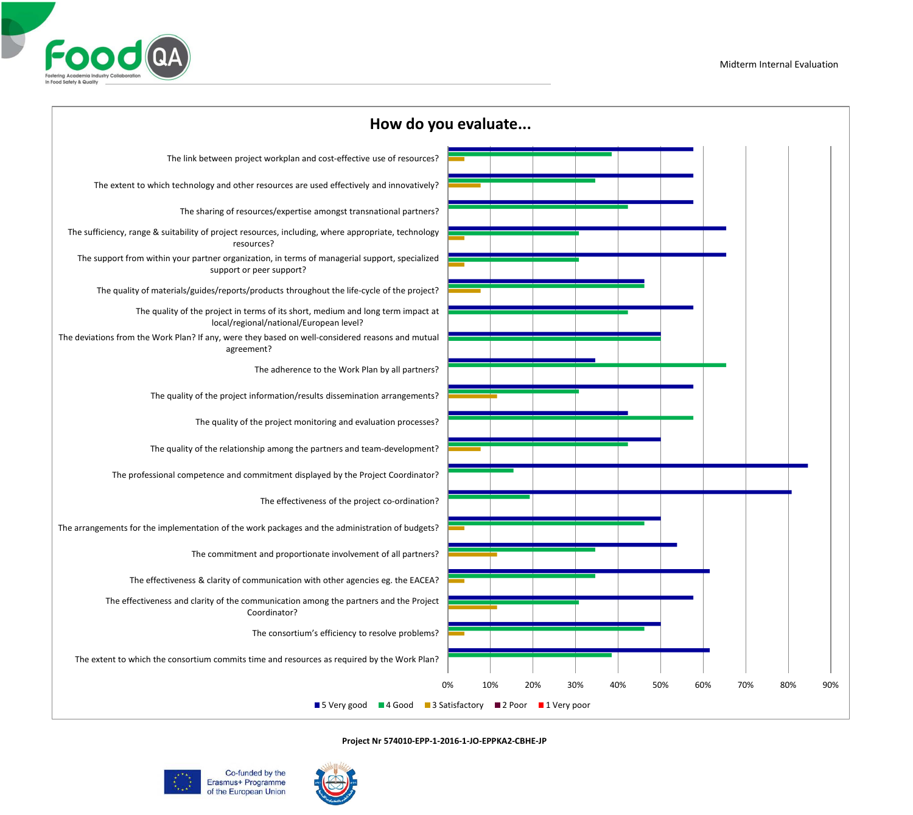## How do you evaluate...

- The link between project workplan and cost-effective use of resources?
- The extent to which technology and other resources are used effectively and innovatively?
- The sharing of resources/expertise amongst transnational partners?
- The sufficiency, range & suitability of project resources, including, where appropriate, technology resources?
- The support from within your partner organization, in terms of managerial support, specialized support or peer support?
- The quality of materials/guides/reports/products throughout the life-cycle of the project?
- The quality of the project in terms of its short, medium and long term impact at local/regional/national/European level?
- The deviations from the Work Plan? If any, were they based on well-considered reasons and mutual agreement?
- The adherence to the Work Plan by all partners?
- The quality of the project information/results dissemination arrangements?
- The quality of the project monitoring and evaluation processes?
- The quality of the relationship among the partners and team-development?
- The professional competence and commitment displayed by the Project Coordinator?
- The effectiveness of the project co-ordination?
- The arrangements for the implementation of the work packages and the administration of budgets?
- The commitment and proportionate involvement of all partners?
- The effectiveness & clarity of communication with other agencies eg. the EACEA?
- The effectiveness and clarity of the communication among the partners and the Project Coordinator?
- The consortium's efficiency to resolve problems?
- The extent to which the consortium commits time and resources as required by the Work Plan?

0% 10% 20% 30% 40% 50% 60% 70% 80% 90%

5 Very good | 4 Good | 3 Satisfactory | 2 Poor | 1 Very poor

**Project Nr 574010-EPP-1-2016-1-JO-EPPKA2-CBHE-JP**

Co-funded by the Erasmus+ Programme of the European Union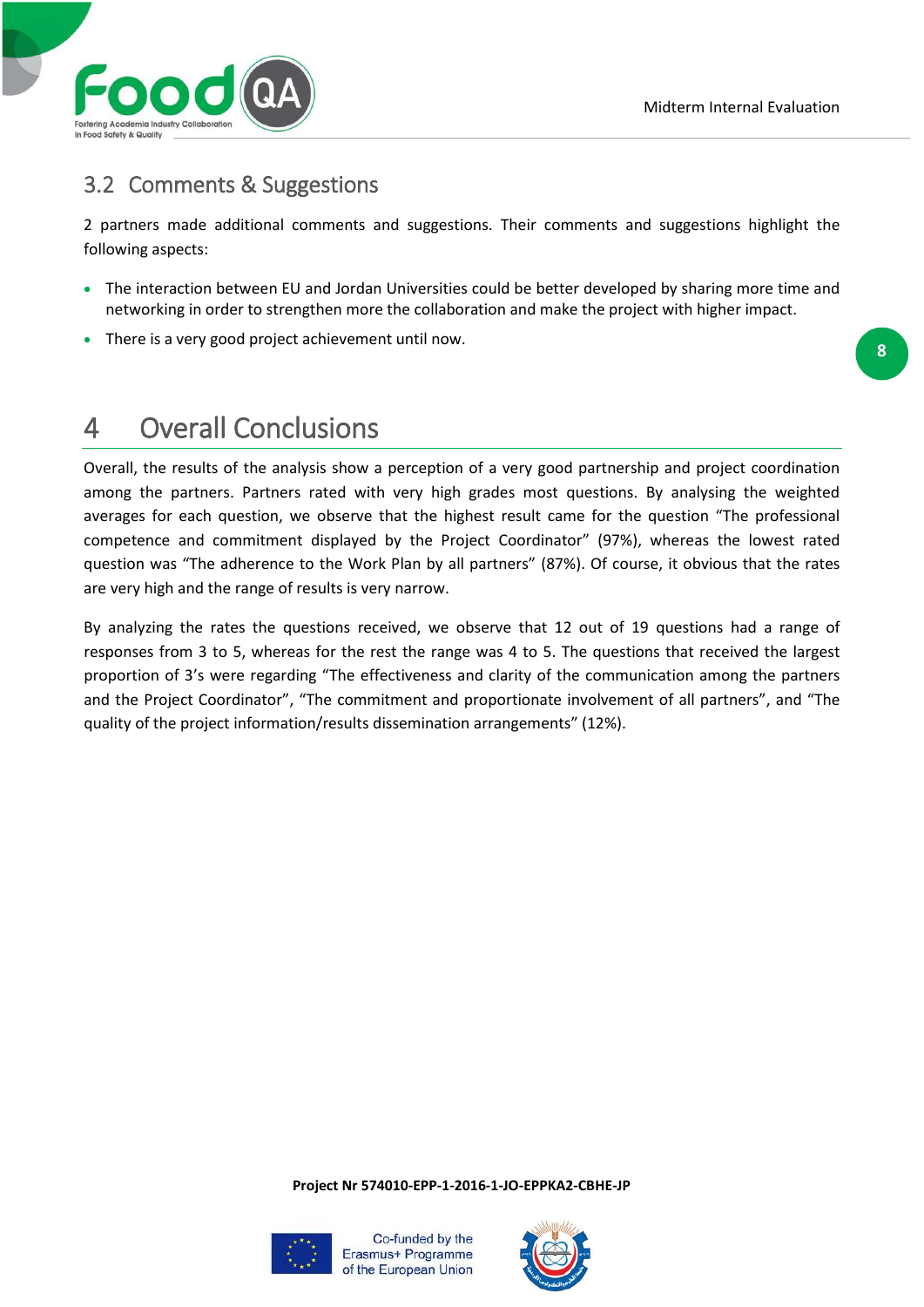## 3.2 Comments & Suggestions

2 partners made additional comments and suggestions. Their comments and suggestions highlight the following aspects:

- The interaction between EU and Jordan Universities could be better developed by sharing more time and networking in order to strengthen more the collaboration and make the project with higher impact.
- There is a very good project achievement until now.

# 4 Overall Conclusions

Overall, the results of the analysis show a perception of a very good partnership and project coordination among the partners. Partners rated with very high grades most questions. By analysing the weighted averages for each question, we observe that the highest result came for the question "The professional competence and commitment displayed by the Project Coordinator" (97%), whereas the lowest rated question was "The adherence to the Work Plan by all partners" (87%). Of course, it obvious that the rates are very high and the range of results is very narrow.

By analyzing the rates the questions received, we observe that 12 out of 19 questions had a range of responses from 3 to 5, whereas for the rest the range was 4 to 5. The questions that received the largest proportion of 3's were regarding "The effectiveness and clarity of the communication among the partners and the Project Coordinator", "The commitment and proportionate involvement of all partners", and "The quality of the project information/results dissemination arrangements" (12%).